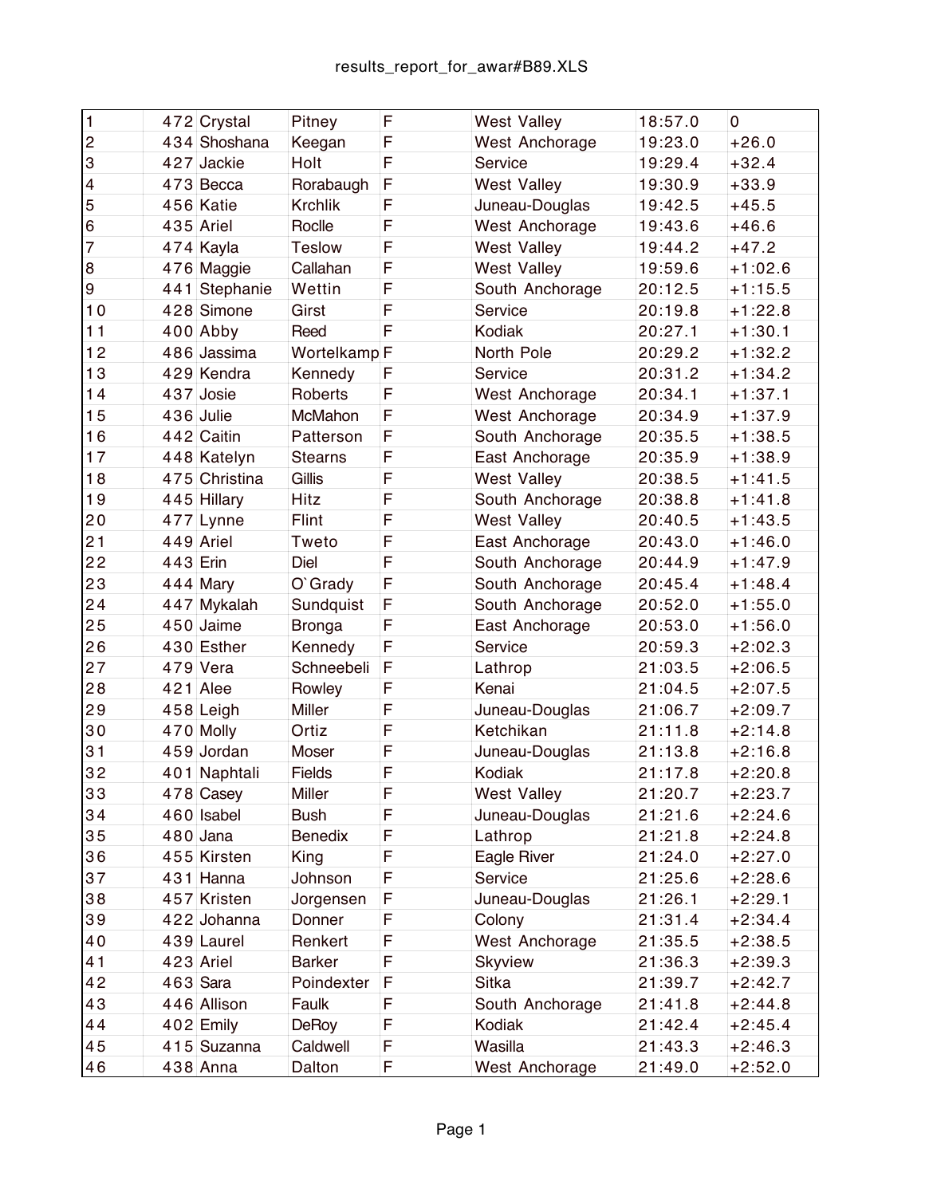| | | | | | | | |
|---|---|---|---|---|---|---|---|
| 1 | 472 | Crystal | Pitney | F | West Valley | 18:57.0 | 0 |
| 2 | 434 | Shoshana | Keegan | F | West Anchorage | 19:23.0 | +26.0 |
| 3 | 427 | Jackie | Holt | F | Service | 19:29.4 | +32.4 |
| 4 | 473 | Becca | Rorabaugh | F | West Valley | 19:30.9 | +33.9 |
| 5 | 456 | Katie | Krchlik | F | Juneau-Douglas | 19:42.5 | +45.5 |
| 6 | 435 | Ariel | Roclle | F | West Anchorage | 19:43.6 | +46.6 |
| 7 | 474 | Kayla | Teslow | F | West Valley | 19:44.2 | +47.2 |
| 8 | 476 | Maggie | Callahan | F | West Valley | 19:59.6 | +1:02.6 |
| 9 | 441 | Stephanie | Wettin | F | South Anchorage | 20:12.5 | +1:15.5 |
| 10 | 428 | Simone | Girst | F | Service | 20:19.8 | +1:22.8 |
| 11 | 400 | Abby | Reed | F | Kodiak | 20:27.1 | +1:30.1 |
| 12 | 486 | Jassima | Wortelkamp | F | North Pole | 20:29.2 | +1:32.2 |
| 13 | 429 | Kendra | Kennedy | F | Service | 20:31.2 | +1:34.2 |
| 14 | 437 | Josie | Roberts | F | West Anchorage | 20:34.1 | +1:37.1 |
| 15 | 436 | Julie | McMahon | F | West Anchorage | 20:34.9 | +1:37.9 |
| 16 | 442 | Caitin | Patterson | F | South Anchorage | 20:35.5 | +1:38.5 |
| 17 | 448 | Katelyn | Stearns | F | East Anchorage | 20:35.9 | +1:38.9 |
| 18 | 475 | Christina | Gillis | F | West Valley | 20:38.5 | +1:41.5 |
| 19 | 445 | Hillary | Hitz | F | South Anchorage | 20:38.8 | +1:41.8 |
| 20 | 477 | Lynne | Flint | F | West Valley | 20:40.5 | +1:43.5 |
| 21 | 449 | Ariel | Tweto | F | East Anchorage | 20:43.0 | +1:46.0 |
| 22 | 443 | Erin | Diel | F | South Anchorage | 20:44.9 | +1:47.9 |
| 23 | 444 | Mary | O`Grady | F | South Anchorage | 20:45.4 | +1:48.4 |
| 24 | 447 | Mykalah | Sundquist | F | South Anchorage | 20:52.0 | +1:55.0 |
| 25 | 450 | Jaime | Bronga | F | East Anchorage | 20:53.0 | +1:56.0 |
| 26 | 430 | Esther | Kennedy | F | Service | 20:59.3 | +2:02.3 |
| 27 | 479 | Vera | Schneebeli | F | Lathrop | 21:03.5 | +2:06.5 |
| 28 | 421 | Alee | Rowley | F | Kenai | 21:04.5 | +2:07.5 |
| 29 | 458 | Leigh | Miller | F | Juneau-Douglas | 21:06.7 | +2:09.7 |
| 30 | 470 | Molly | Ortiz | F | Ketchikan | 21:11.8 | +2:14.8 |
| 31 | 459 | Jordan | Moser | F | Juneau-Douglas | 21:13.8 | +2:16.8 |
| 32 | 401 | Naphtali | Fields | F | Kodiak | 21:17.8 | +2:20.8 |
| 33 | 478 | Casey | Miller | F | West Valley | 21:20.7 | +2:23.7 |
| 34 | 460 | Isabel | Bush | F | Juneau-Douglas | 21:21.6 | +2:24.6 |
| 35 | 480 | Jana | Benedix | F | Lathrop | 21:21.8 | +2:24.8 |
| 36 | 455 | Kirsten | King | F | Eagle River | 21:24.0 | +2:27.0 |
| 37 | 431 | Hanna | Johnson | F | Service | 21:25.6 | +2:28.6 |
| 38 | 457 | Kristen | Jorgensen | F | Juneau-Douglas | 21:26.1 | +2:29.1 |
| 39 | 422 | Johanna | Donner | F | Colony | 21:31.4 | +2:34.4 |
| 40 | 439 | Laurel | Renkert | F | West Anchorage | 21:35.5 | +2:38.5 |
| 41 | 423 | Ariel | Barker | F | Skyview | 21:36.3 | +2:39.3 |
| 42 | 463 | Sara | Poindexter | F | Sitka | 21:39.7 | +2:42.7 |
| 43 | 446 | Allison | Faulk | F | South Anchorage | 21:41.8 | +2:44.8 |
| 44 | 402 | Emily | DeRoy | F | Kodiak | 21:42.4 | +2:45.4 |
| 45 | 415 | Suzanna | Caldwell | F | Wasilla | 21:43.3 | +2:46.3 |
| 46 | 438 | Anna | Dalton | F | West Anchorage | 21:49.0 | +2:52.0 |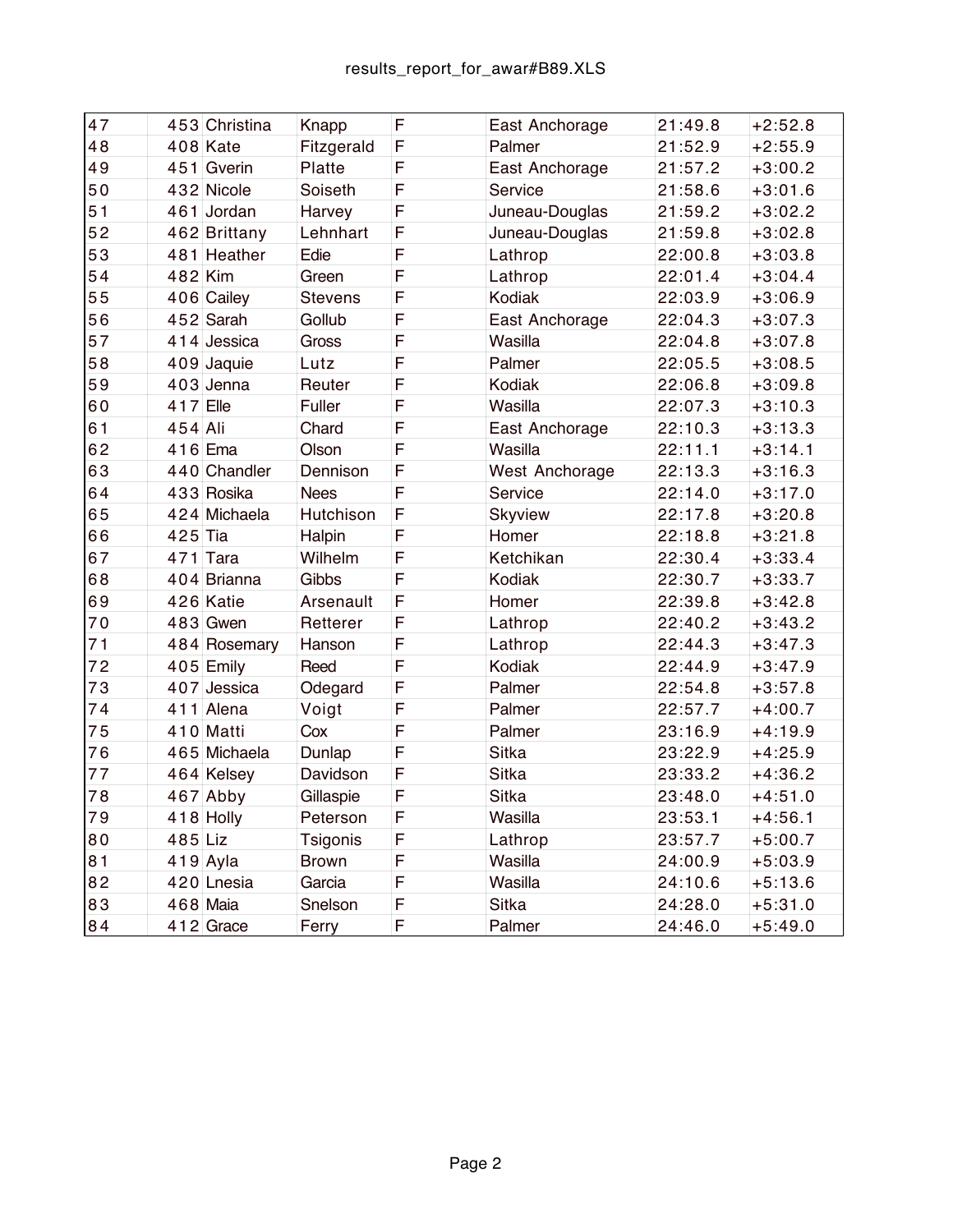| | | | | | | | |
|---|---|---|---|---|---|---|---|
| 47 | 453 | Christina | Knapp | F | East Anchorage | 21:49.8 | +2:52.8 |
| 48 | 408 | Kate | Fitzgerald | F | Palmer | 21:52.9 | +2:55.9 |
| 49 | 451 | Gverin | Platte | F | East Anchorage | 21:57.2 | +3:00.2 |
| 50 | 432 | Nicole | Soiseth | F | Service | 21:58.6 | +3:01.6 |
| 51 | 461 | Jordan | Harvey | F | Juneau-Douglas | 21:59.2 | +3:02.2 |
| 52 | 462 | Brittany | Lehnhart | F | Juneau-Douglas | 21:59.8 | +3:02.8 |
| 53 | 481 | Heather | Edie | F | Lathrop | 22:00.8 | +3:03.8 |
| 54 | 482 | Kim | Green | F | Lathrop | 22:01.4 | +3:04.4 |
| 55 | 406 | Cailey | Stevens | F | Kodiak | 22:03.9 | +3:06.9 |
| 56 | 452 | Sarah | Gollub | F | East Anchorage | 22:04.3 | +3:07.3 |
| 57 | 414 | Jessica | Gross | F | Wasilla | 22:04.8 | +3:07.8 |
| 58 | 409 | Jaquie | Lutz | F | Palmer | 22:05.5 | +3:08.5 |
| 59 | 403 | Jenna | Reuter | F | Kodiak | 22:06.8 | +3:09.8 |
| 60 | 417 | Elle | Fuller | F | Wasilla | 22:07.3 | +3:10.3 |
| 61 | 454 | Ali | Chard | F | East Anchorage | 22:10.3 | +3:13.3 |
| 62 | 416 | Ema | Olson | F | Wasilla | 22:11.1 | +3:14.1 |
| 63 | 440 | Chandler | Dennison | F | West Anchorage | 22:13.3 | +3:16.3 |
| 64 | 433 | Rosika | Nees | F | Service | 22:14.0 | +3:17.0 |
| 65 | 424 | Michaela | Hutchison | F | Skyview | 22:17.8 | +3:20.8 |
| 66 | 425 | Tia | Halpin | F | Homer | 22:18.8 | +3:21.8 |
| 67 | 471 | Tara | Wilhelm | F | Ketchikan | 22:30.4 | +3:33.4 |
| 68 | 404 | Brianna | Gibbs | F | Kodiak | 22:30.7 | +3:33.7 |
| 69 | 426 | Katie | Arsenault | F | Homer | 22:39.8 | +3:42.8 |
| 70 | 483 | Gwen | Retterer | F | Lathrop | 22:40.2 | +3:43.2 |
| 71 | 484 | Rosemary | Hanson | F | Lathrop | 22:44.3 | +3:47.3 |
| 72 | 405 | Emily | Reed | F | Kodiak | 22:44.9 | +3:47.9 |
| 73 | 407 | Jessica | Odegard | F | Palmer | 22:54.8 | +3:57.8 |
| 74 | 411 | Alena | Voigt | F | Palmer | 22:57.7 | +4:00.7 |
| 75 | 410 | Matti | Cox | F | Palmer | 23:16.9 | +4:19.9 |
| 76 | 465 | Michaela | Dunlap | F | Sitka | 23:22.9 | +4:25.9 |
| 77 | 464 | Kelsey | Davidson | F | Sitka | 23:33.2 | +4:36.2 |
| 78 | 467 | Abby | Gillaspie | F | Sitka | 23:48.0 | +4:51.0 |
| 79 | 418 | Holly | Peterson | F | Wasilla | 23:53.1 | +4:56.1 |
| 80 | 485 | Liz | Tsigonis | F | Lathrop | 23:57.7 | +5:00.7 |
| 81 | 419 | Ayla | Brown | F | Wasilla | 24:00.9 | +5:03.9 |
| 82 | 420 | Lnesia | Garcia | F | Wasilla | 24:10.6 | +5:13.6 |
| 83 | 468 | Maia | Snelson | F | Sitka | 24:28.0 | +5:31.0 |
| 84 | 412 | Grace | Ferry | F | Palmer | 24:46.0 | +5:49.0 |